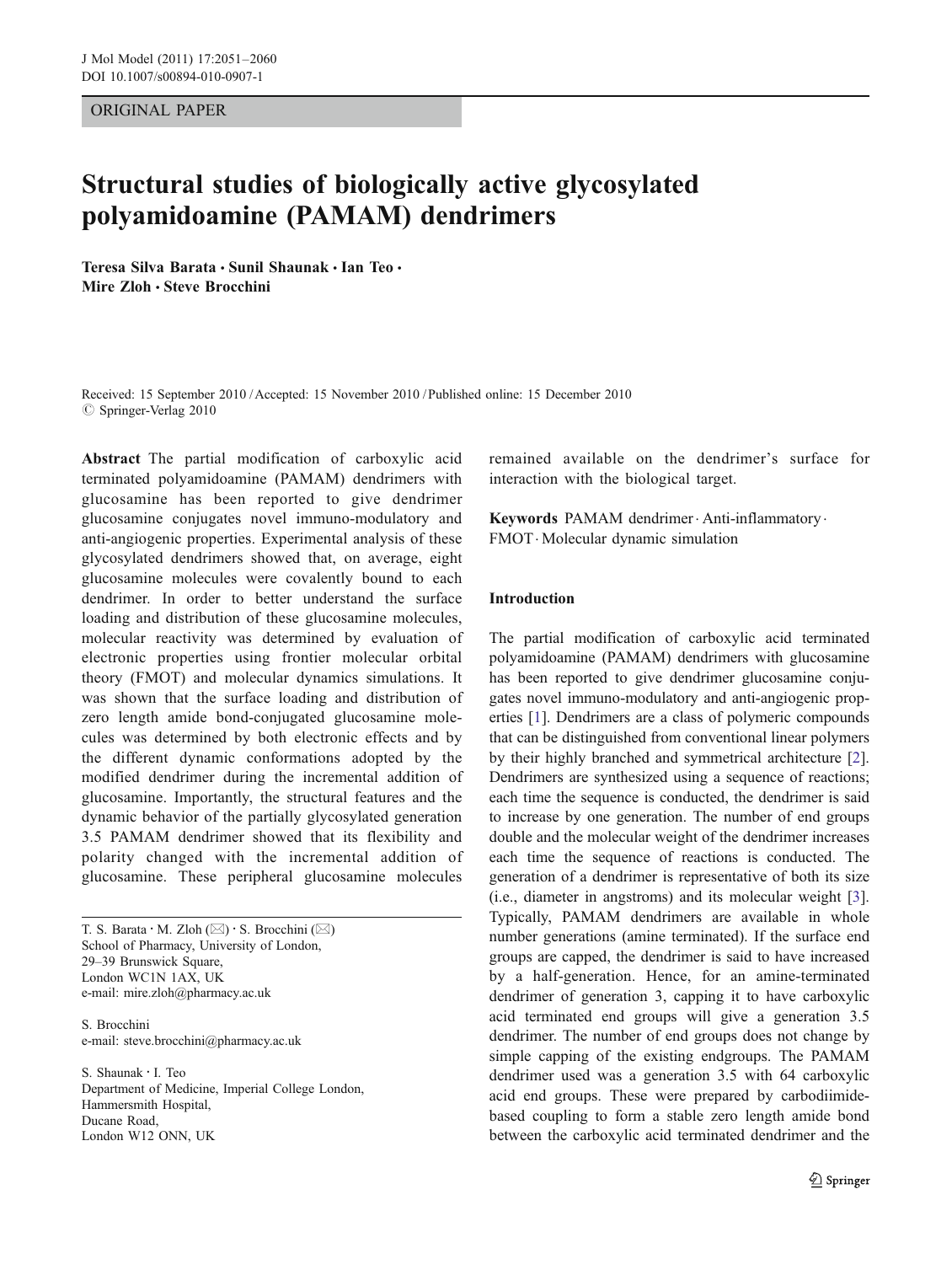ORIGINAL PAPER

# Structural studies of biologically active glycosylated polyamidoamine (PAMAM) dendrimers

**Teresa Silva Barata · Sunil Shaunak · Ian Teo · Mire Zloh · Steve Brocchini**

Received: 15 September 2010 / Accepted: 15 November 2010 / Published online: 15 December 2010
© Springer-Verlag 2010

**Abstract** The partial modification of carboxylic acid terminated polyamidoamine (PAMAM) dendrimers with glucosamine has been reported to give dendrimer glucosamine conjugates novel immuno-modulatory and anti-angiogenic properties. Experimental analysis of these glycosylated dendrimers showed that, on average, eight glucosamine molecules were covalently bound to each dendrimer. In order to better understand the surface loading and distribution of these glucosamine molecules, molecular reactivity was determined by evaluation of electronic properties using frontier molecular orbital theory (FMOT) and molecular dynamics simulations. It was shown that the surface loading and distribution of zero length amide bond-conjugated glucosamine molecules was determined by both electronic effects and by the different dynamic conformations adopted by the modified dendrimer during the incremental addition of glucosamine. Importantly, the structural features and the dynamic behavior of the partially glycosylated generation 3.5 PAMAM dendrimer showed that its flexibility and polarity changed with the incremental addition of glucosamine. These peripheral glucosamine molecules remained available on the dendrimer's surface for interaction with the biological target.

**Keywords** PAMAM dendrimer · Anti-inflammatory · FMOT · Molecular dynamic simulation

T. S. Barata · M. Zloh (✉) · S. Brocchini (✉)
School of Pharmacy, University of London,
29–39 Brunswick Square,
London WC1N 1AX, UK
e-mail: mire.zloh@pharmacy.ac.uk

S. Brocchini
e-mail: steve.brocchini@pharmacy.ac.uk

S. Shaunak · I. Teo
Department of Medicine, Imperial College London,
Hammersmith Hospital,
Ducane Road,
London W12 ONN, UK

## Introduction

The partial modification of carboxylic acid terminated polyamidoamine (PAMAM) dendrimers with glucosamine has been reported to give dendrimer glucosamine conjugates novel immuno-modulatory and anti-angiogenic properties [1]. Dendrimers are a class of polymeric compounds that can be distinguished from conventional linear polymers by their highly branched and symmetrical architecture [2]. Dendrimers are synthesized using a sequence of reactions; each time the sequence is conducted, the dendrimer is said to increase by one generation. The number of end groups double and the molecular weight of the dendrimer increases each time the sequence of reactions is conducted. The generation of a dendrimer is representative of both its size (i.e., diameter in angstroms) and its molecular weight [3]. Typically, PAMAM dendrimers are available in whole number generations (amine terminated). If the surface end groups are capped, the dendrimer is said to have increased by a half-generation. Hence, for an amine-terminated dendrimer of generation 3, capping it to have carboxylic acid terminated end groups will give a generation 3.5 dendrimer. The number of end groups does not change by simple capping of the existing endgroups. The PAMAM dendrimer used was a generation 3.5 with 64 carboxylic acid end groups. These were prepared by carbodiimide-based coupling to form a stable zero length amide bond between the carboxylic acid terminated dendrimer and the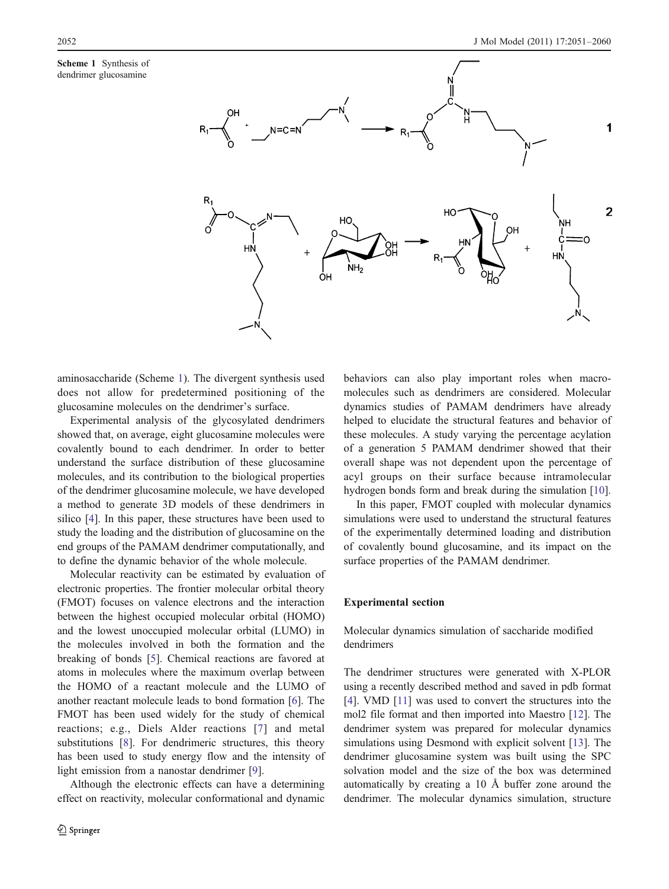Scheme 1 Synthesis of dendrimer glucosamine

aminosaccharide (Scheme 1). The divergent synthesis used does not allow for predetermined positioning of the glucosamine molecules on the dendrimer's surface.

Experimental analysis of the glycosylated dendrimers showed that, on average, eight glucosamine molecules were covalently bound to each dendrimer. In order to better understand the surface distribution of these glucosamine molecules, and its contribution to the biological properties of the dendrimer glucosamine molecule, we have developed a method to generate 3D models of these dendrimers in silico [4]. In this paper, these structures have been used to study the loading and the distribution of glucosamine on the end groups of the PAMAM dendrimer computationally, and to define the dynamic behavior of the whole molecule.

Molecular reactivity can be estimated by evaluation of electronic properties. The frontier molecular orbital theory (FMOT) focuses on valence electrons and the interaction between the highest occupied molecular orbital (HOMO) and the lowest unoccupied molecular orbital (LUMO) in the molecules involved in both the formation and the breaking of bonds [5]. Chemical reactions are favored at atoms in molecules where the maximum overlap between the HOMO of a reactant molecule and the LUMO of another reactant molecule leads to bond formation [6]. The FMOT has been used widely for the study of chemical reactions; e.g., Diels Alder reactions [7] and metal substitutions [8]. For dendrimeric structures, this theory has been used to study energy flow and the intensity of light emission from a nanostar dendrimer [9].

Although the electronic effects can have a determining effect on reactivity, molecular conformational and dynamic behaviors can also play important roles when macromolecules such as dendrimers are considered. Molecular dynamics studies of PAMAM dendrimers have already helped to elucidate the structural features and behavior of these molecules. A study varying the percentage acylation of a generation 5 PAMAM dendrimer showed that their overall shape was not dependent upon the percentage of acyl groups on their surface because intramolecular hydrogen bonds form and break during the simulation [10].

In this paper, FMOT coupled with molecular dynamics simulations were used to understand the structural features of the experimentally determined loading and distribution of covalently bound glucosamine, and its impact on the surface properties of the PAMAM dendrimer.

## Experimental section

### Molecular dynamics simulation of saccharide modified dendrimers

The dendrimer structures were generated with X-PLOR using a recently described method and saved in pdb format [4]. VMD [11] was used to convert the structures into the mol2 file format and then imported into Maestro [12]. The dendrimer system was prepared for molecular dynamics simulations using Desmond with explicit solvent [13]. The dendrimer glucosamine system was built using the SPC solvation model and the size of the box was determined automatically by creating a 10 Å buffer zone around the dendrimer. The molecular dynamics simulation, structure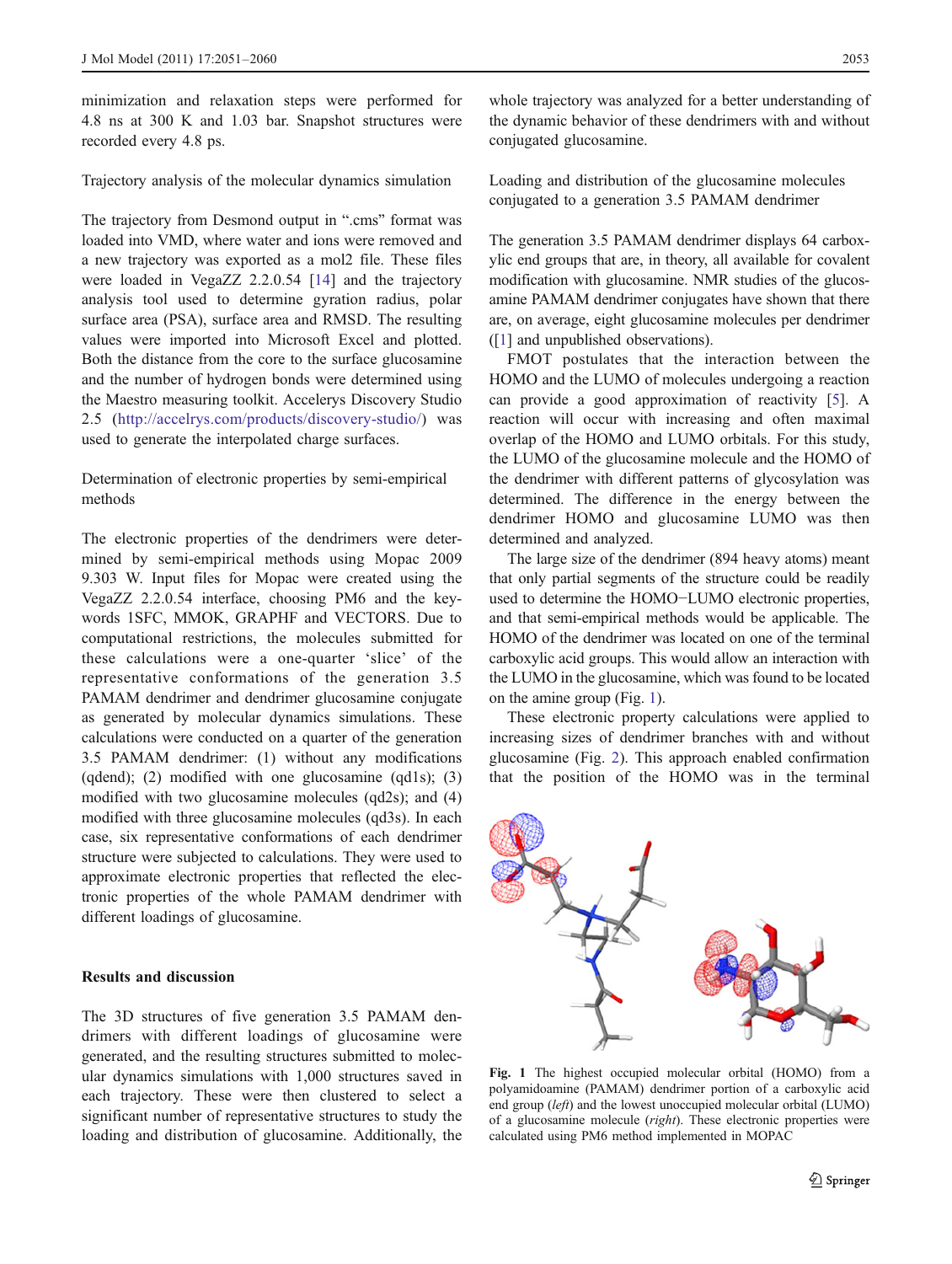minimization and relaxation steps were performed for 4.8 ns at 300 K and 1.03 bar. Snapshot structures were recorded every 4.8 ps.

### Trajectory analysis of the molecular dynamics simulation

The trajectory from Desmond output in ".cms" format was loaded into VMD, where water and ions were removed and a new trajectory was exported as a mol2 file. These files were loaded in VegaZZ 2.2.0.54 [14] and the trajectory analysis tool used to determine gyration radius, polar surface area (PSA), surface area and RMSD. The resulting values were imported into Microsoft Excel and plotted. Both the distance from the core to the surface glucosamine and the number of hydrogen bonds were determined using the Maestro measuring toolkit. Accelerys Discovery Studio 2.5 (http://accelrys.com/products/discovery-studio/) was used to generate the interpolated charge surfaces.

### Determination of electronic properties by semi-empirical methods

The electronic properties of the dendrimers were determined by semi-empirical methods using Mopac 2009 9.303 W. Input files for Mopac were created using the VegaZZ 2.2.0.54 interface, choosing PM6 and the keywords 1SFC, MMOK, GRAPHF and VECTORS. Due to computational restrictions, the molecules submitted for these calculations were a one-quarter 'slice' of the representative conformations of the generation 3.5 PAMAM dendrimer and dendrimer glucosamine conjugate as generated by molecular dynamics simulations. These calculations were conducted on a quarter of the generation 3.5 PAMAM dendrimer: (1) without any modifications (qdend); (2) modified with one glucosamine (qd1s); (3) modified with two glucosamine molecules (qd2s); and (4) modified with three glucosamine molecules (qd3s). In each case, six representative conformations of each dendrimer structure were subjected to calculations. They were used to approximate electronic properties that reflected the electronic properties of the whole PAMAM dendrimer with different loadings of glucosamine.

## Results and discussion

The 3D structures of five generation 3.5 PAMAM dendrimers with different loadings of glucosamine were generated, and the resulting structures submitted to molecular dynamics simulations with 1,000 structures saved in each trajectory. These were then clustered to select a significant number of representative structures to study the loading and distribution of glucosamine. Additionally, the whole trajectory was analyzed for a better understanding of the dynamic behavior of these dendrimers with and without conjugated glucosamine.

### Loading and distribution of the glucosamine molecules conjugated to a generation 3.5 PAMAM dendrimer

The generation 3.5 PAMAM dendrimer displays 64 carboxylic end groups that are, in theory, all available for covalent modification with glucosamine. NMR studies of the glucosamine PAMAM dendrimer conjugates have shown that there are, on average, eight glucosamine molecules per dendrimer ([1] and unpublished observations).

FMOT postulates that the interaction between the HOMO and the LUMO of molecules undergoing a reaction can provide a good approximation of reactivity [5]. A reaction will occur with increasing and often maximal overlap of the HOMO and LUMO orbitals. For this study, the LUMO of the glucosamine molecule and the HOMO of the dendrimer with different patterns of glycosylation was determined. The difference in the energy between the dendrimer HOMO and glucosamine LUMO was then determined and analyzed.

The large size of the dendrimer (894 heavy atoms) meant that only partial segments of the structure could be readily used to determine the HOMO−LUMO electronic properties, and that semi-empirical methods would be applicable. The HOMO of the dendrimer was located on one of the terminal carboxylic acid groups. This would allow an interaction with the LUMO in the glucosamine, which was found to be located on the amine group (Fig. 1).

These electronic property calculations were applied to increasing sizes of dendrimer branches with and without glucosamine (Fig. 2). This approach enabled confirmation that the position of the HOMO was in the terminal

**Fig. 1** The highest occupied molecular orbital (HOMO) from a polyamidoamine (PAMAM) dendrimer portion of a carboxylic acid end group (*left*) and the lowest unoccupied molecular orbital (LUMO) of a glucosamine molecule (*right*). These electronic properties were calculated using PM6 method implemented in MOPAC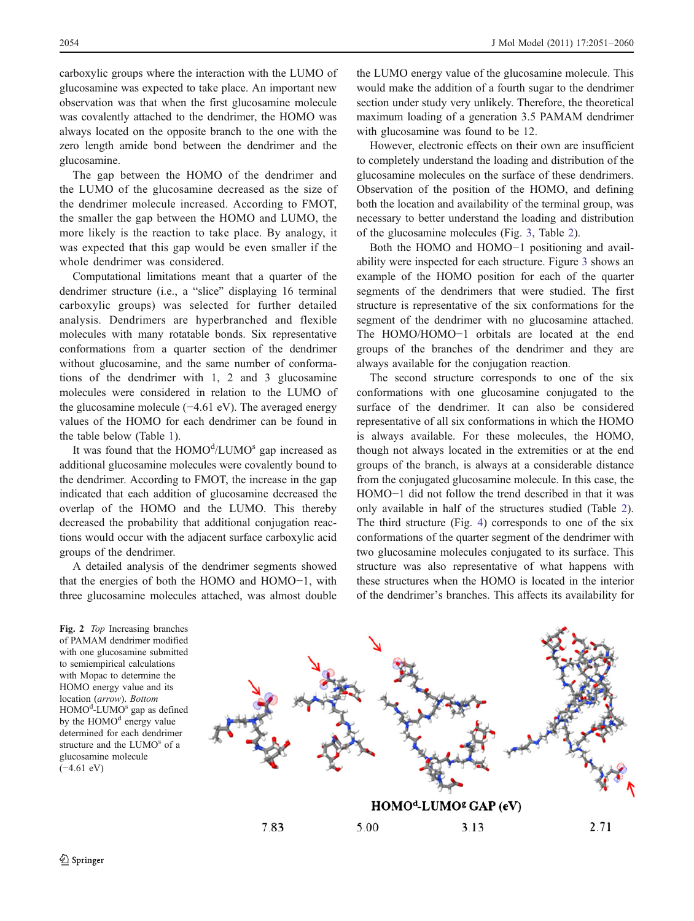carboxylic groups where the interaction with the LUMO of glucosamine was expected to take place. An important new observation was that when the first glucosamine molecule was covalently attached to the dendrimer, the HOMO was always located on the opposite branch to the one with the zero length amide bond between the dendrimer and the glucosamine.

The gap between the HOMO of the dendrimer and the LUMO of the glucosamine decreased as the size of the dendrimer molecule increased. According to FMOT, the smaller the gap between the HOMO and LUMO, the more likely is the reaction to take place. By analogy, it was expected that this gap would be even smaller if the whole dendrimer was considered.

Computational limitations meant that a quarter of the dendrimer structure (i.e., a "slice" displaying 16 terminal carboxylic groups) was selected for further detailed analysis. Dendrimers are hyperbranched and flexible molecules with many rotatable bonds. Six representative conformations from a quarter section of the dendrimer without glucosamine, and the same number of conformations of the dendrimer with 1, 2 and 3 glucosamine molecules were considered in relation to the LUMO of the glucosamine molecule (−4.61 eV). The averaged energy values of the HOMO for each dendrimer can be found in the table below (Table 1).

It was found that the HOMO$^{d}$/LUMO$^{s}$ gap increased as additional glucosamine molecules were covalently bound to the dendrimer. According to FMOT, the increase in the gap indicated that each addition of glucosamine decreased the overlap of the HOMO and the LUMO. This thereby decreased the probability that additional conjugation reactions would occur with the adjacent surface carboxylic acid groups of the dendrimer.

A detailed analysis of the dendrimer segments showed that the energies of both the HOMO and HOMO−1, with three glucosamine molecules attached, was almost double the LUMO energy value of the glucosamine molecule. This would make the addition of a fourth sugar to the dendrimer section under study very unlikely. Therefore, the theoretical maximum loading of a generation 3.5 PAMAM dendrimer with glucosamine was found to be 12.

However, electronic effects on their own are insufficient to completely understand the loading and distribution of the glucosamine molecules on the surface of these dendrimers. Observation of the position of the HOMO, and defining both the location and availability of the terminal group, was necessary to better understand the loading and distribution of the glucosamine molecules (Fig. 3, Table 2).

Both the HOMO and HOMO−1 positioning and availability were inspected for each structure. Figure 3 shows an example of the HOMO position for each of the quarter segments of the dendrimers that were studied. The first structure is representative of the six conformations for the segment of the dendrimer with no glucosamine attached. The HOMO/HOMO−1 orbitals are located at the end groups of the branches of the dendrimer and they are always available for the conjugation reaction.

The second structure corresponds to one of the six conformations with one glucosamine conjugated to the surface of the dendrimer. It can also be considered representative of all six conformations in which the HOMO is always available. For these molecules, the HOMO, though not always located in the extremities or at the end groups of the branch, is always at a considerable distance from the conjugated glucosamine molecule. In this case, the HOMO−1 did not follow the trend described in that it was only available in half of the structures studied (Table 2). The third structure (Fig. 4) corresponds to one of the six conformations of the quarter segment of the dendrimer with two glucosamine molecules conjugated to its surface. This structure was also representative of what happens with these structures when the HOMO is located in the interior of the dendrimer's branches. This affects its availability for

HOMO$^{d}$-LUMO$^{g}$ GAP (eV)

| 7.83 | 5.00 | 3.13 | 2.71 |
|---|---|---|---|

**Fig. 2** *Top* Increasing branches of PAMAM dendrimer modified with one glucosamine submitted to semiempirical calculations with Mopac to determine the HOMO energy value and its location (*arrow*). *Bottom* HOMO$^{d}$-LUMO$^{s}$ gap as defined by the HOMO$^{d}$ energy value determined for each dendrimer structure and the LUMO$^{s}$ of a glucosamine molecule (−4.61 eV)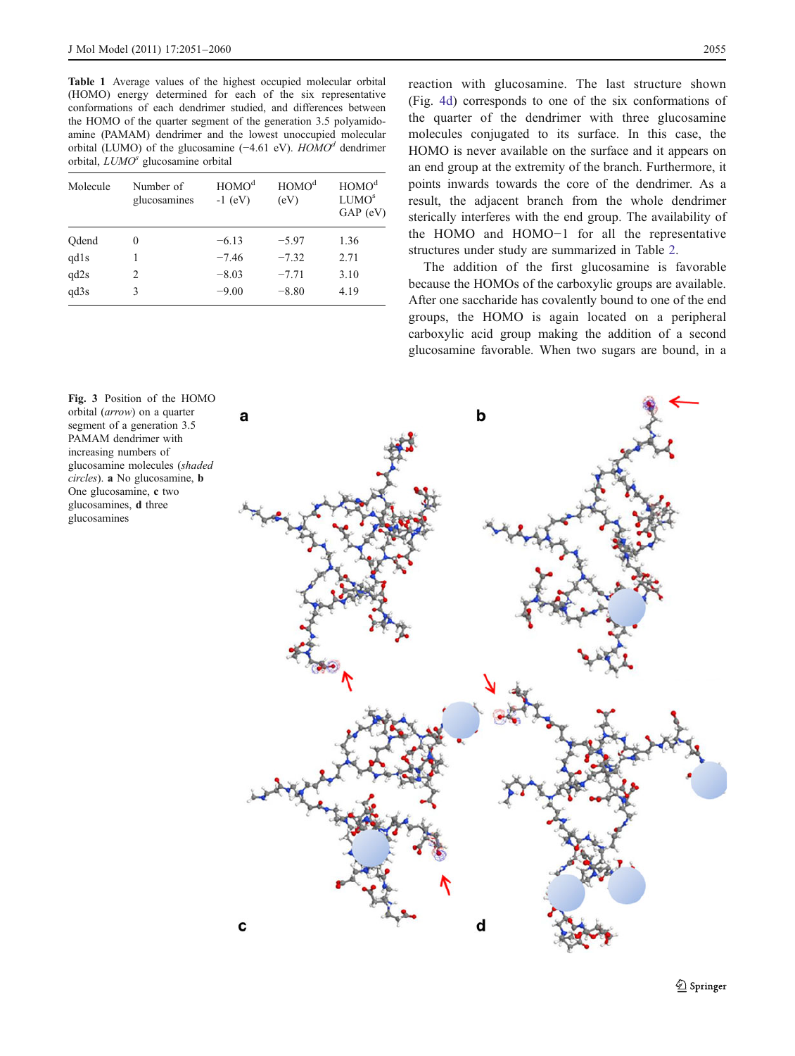**Table 1** Average values of the highest occupied molecular orbital (HOMO) energy determined for each of the six representative conformations of each dendrimer studied, and differences between the HOMO of the quarter segment of the generation 3.5 polyamidoamine (PAMAM) dendrimer and the lowest unoccupied molecular orbital (LUMO) of the glucosamine (−4.61 eV). *HOMO$^d$* dendrimer orbital, *LUMO$^s$* glucosamine orbital

| Molecule | Number of glucosamines | HOMO$^d$ -1 (eV) | HOMO$^d$ (eV) | HOMO$^d$ LUMO$^s$ GAP (eV) |
|---|---|---|---|---|
| Qdend | 0 | −6.13 | −5.97 | 1.36 |
| qd1s | 1 | −7.46 | −7.32 | 2.71 |
| qd2s | 2 | −8.03 | −7.71 | 3.10 |
| qd3s | 3 | −9.00 | −8.80 | 4.19 |

reaction with glucosamine. The last structure shown (Fig. 4d) corresponds to one of the six conformations of the quarter of the dendrimer with three glucosamine molecules conjugated to its surface. In this case, the HOMO is never available on the surface and it appears on an end group at the extremity of the branch. Furthermore, it points inwards towards the core of the dendrimer. As a result, the adjacent branch from the whole dendrimer sterically interferes with the end group. The availability of the HOMO and HOMO−1 for all the representative structures under study are summarized in Table 2.

The addition of the first glucosamine is favorable because the HOMOs of the carboxylic groups are available. After one saccharide has covalently bound to one of the end groups, the HOMO is again located on a peripheral carboxylic acid group making the addition of a second glucosamine favorable. When two sugars are bound, in a

**Fig. 3** Position of the HOMO orbital (*arrow*) on a quarter segment of a generation 3.5 PAMAM dendrimer with increasing numbers of glucosamine molecules (*shaded circles*). **a** No glucosamine, **b** One glucosamine, **c** two glucosamines, **d** three glucosamines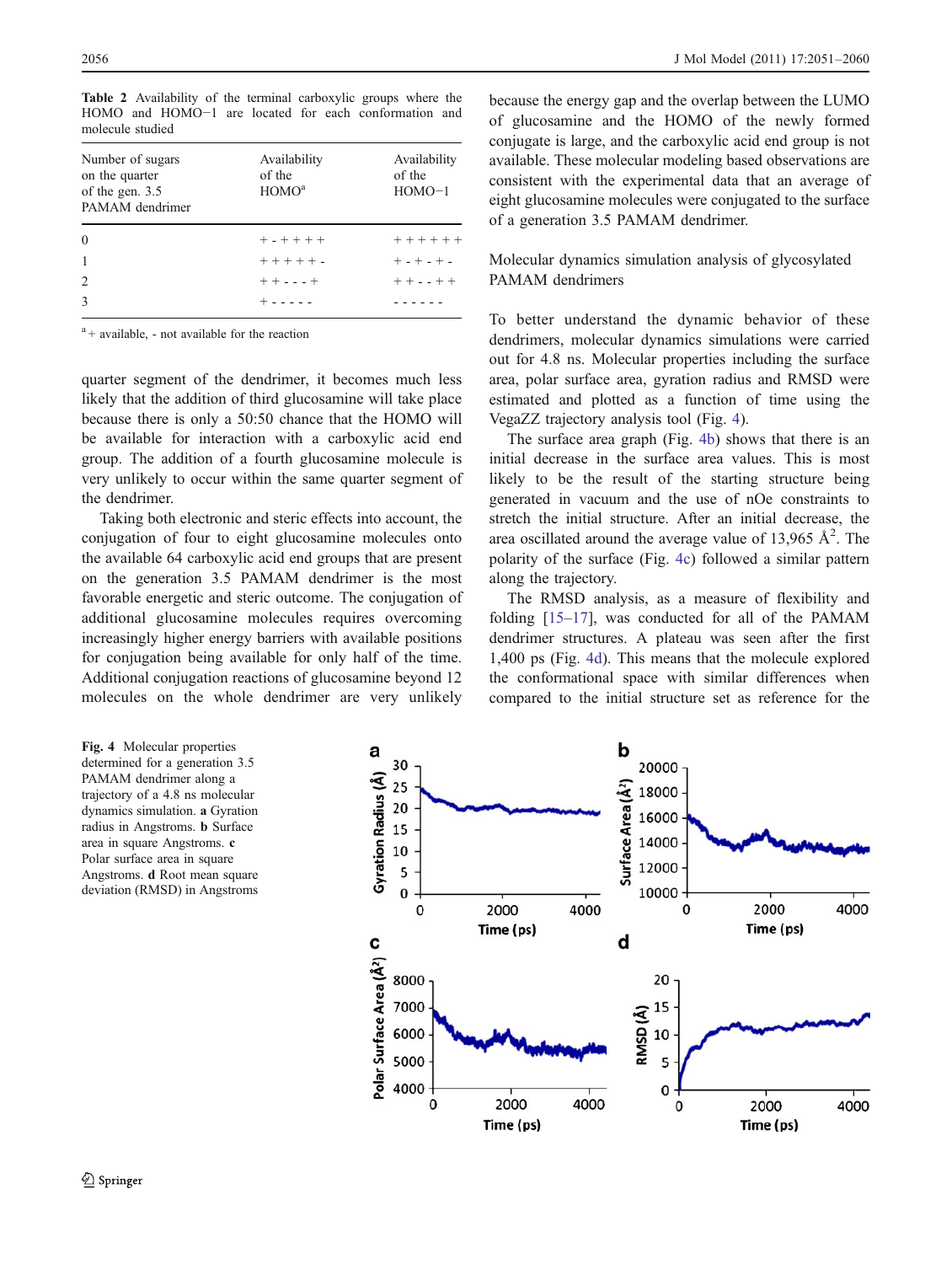**Table 2** Availability of the terminal carboxylic groups where the HOMO and HOMO−1 are located for each conformation and molecule studied

| Number of sugars on the quarter of the gen. 3.5 PAMAM dendrimer | Availability of the HOMO[a] | Availability of the HOMO−1 |
|---|---|---|
| 0 | + - + + + + | + + + + + + |
| 1 | + + + + + - | + - + - + - |
| 2 | + + - - - + | + + - - + + |
| 3 | + - - - - - | - - - - - - |

[a] + available, - not available for the reaction

quarter segment of the dendrimer, it becomes much less likely that the addition of third glucosamine will take place because there is only a 50:50 chance that the HOMO will be available for interaction with a carboxylic acid end group. The addition of a fourth glucosamine molecule is very unlikely to occur within the same quarter segment of the dendrimer.

Taking both electronic and steric effects into account, the conjugation of four to eight glucosamine molecules onto the available 64 carboxylic acid end groups that are present on the generation 3.5 PAMAM dendrimer is the most favorable energetic and steric outcome. The conjugation of additional glucosamine molecules requires overcoming increasingly higher energy barriers with available positions for conjugation being available for only half of the time. Additional conjugation reactions of glucosamine beyond 12 molecules on the whole dendrimer are very unlikely because the energy gap and the overlap between the LUMO of glucosamine and the HOMO of the newly formed conjugate is large, and the carboxylic acid end group is not available. These molecular modeling based observations are consistent with the experimental data that an average of eight glucosamine molecules were conjugated to the surface of a generation 3.5 PAMAM dendrimer.

## Molecular dynamics simulation analysis of glycosylated PAMAM dendrimers

To better understand the dynamic behavior of these dendrimers, molecular dynamics simulations were carried out for 4.8 ns. Molecular properties including the surface area, polar surface area, gyration radius and RMSD were estimated and plotted as a function of time using the VegaZZ trajectory analysis tool (Fig. 4).

The surface area graph (Fig. 4b) shows that there is an initial decrease in the surface area values. This is most likely to be the result of the starting structure being generated in vacuum and the use of nOe constraints to stretch the initial structure. After an initial decrease, the area oscillated around the average value of 13,965 Å$^2$. The polarity of the surface (Fig. 4c) followed a similar pattern along the trajectory.

The RMSD analysis, as a measure of flexibility and folding [15–17], was conducted for all of the PAMAM dendrimer structures. A plateau was seen after the first 1,400 ps (Fig. 4d). This means that the molecule explored the conformational space with similar differences when compared to the initial structure set as reference for the

**Fig. 4** Molecular properties determined for a generation 3.5 PAMAM dendrimer along a trajectory of a 4.8 ns molecular dynamics simulation. **a** Gyration radius in Angstroms. **b** Surface area in square Angstroms. **c** Polar surface area in square Angstroms. **d** Root mean square deviation (RMSD) in Angstroms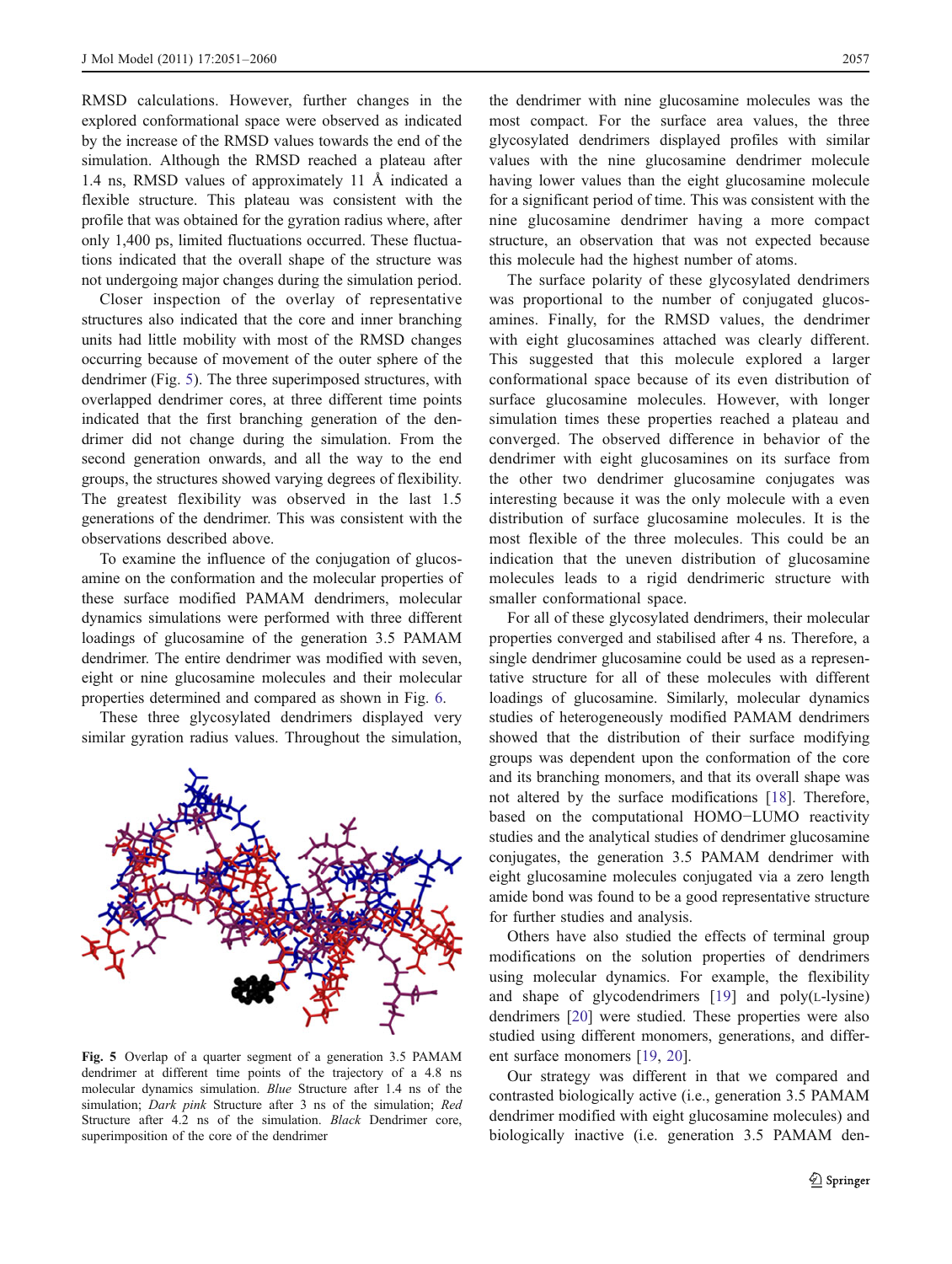RMSD calculations. However, further changes in the explored conformational space were observed as indicated by the increase of the RMSD values towards the end of the simulation. Although the RMSD reached a plateau after 1.4 ns, RMSD values of approximately 11 Å indicated a flexible structure. This plateau was consistent with the profile that was obtained for the gyration radius where, after only 1,400 ps, limited fluctuations occurred. These fluctuations indicated that the overall shape of the structure was not undergoing major changes during the simulation period.

Closer inspection of the overlay of representative structures also indicated that the core and inner branching units had little mobility with most of the RMSD changes occurring because of movement of the outer sphere of the dendrimer (Fig. 5). The three superimposed structures, with overlapped dendrimer cores, at three different time points indicated that the first branching generation of the dendrimer did not change during the simulation. From the second generation onwards, and all the way to the end groups, the structures showed varying degrees of flexibility. The greatest flexibility was observed in the last 1.5 generations of the dendrimer. This was consistent with the observations described above.

To examine the influence of the conjugation of glucosamine on the conformation and the molecular properties of these surface modified PAMAM dendrimers, molecular dynamics simulations were performed with three different loadings of glucosamine of the generation 3.5 PAMAM dendrimer. The entire dendrimer was modified with seven, eight or nine glucosamine molecules and their molecular properties determined and compared as shown in Fig. 6.

These three glycosylated dendrimers displayed very similar gyration radius values. Throughout the simulation, the dendrimer with nine glucosamine molecules was the most compact. For the surface area values, the three glycosylated dendrimers displayed profiles with similar values with the nine glucosamine dendrimer molecule having lower values than the eight glucosamine molecule for a significant period of time. This was consistent with the nine glucosamine dendrimer having a more compact structure, an observation that was not expected because this molecule had the highest number of atoms.

**Fig. 5** Overlap of a quarter segment of a generation 3.5 PAMAM dendrimer at different time points of the trajectory of a 4.8 ns molecular dynamics simulation. *Blue* Structure after 1.4 ns of the simulation; *Dark pink* Structure after 3 ns of the simulation; *Red* Structure after 4.2 ns of the simulation. *Black* Dendrimer core, superimposition of the core of the dendrimer

The surface polarity of these glycosylated dendrimers was proportional to the number of conjugated glucosamines. Finally, for the RMSD values, the dendrimer with eight glucosamines attached was clearly different. This suggested that this molecule explored a larger conformational space because of its even distribution of surface glucosamine molecules. However, with longer simulation times these properties reached a plateau and converged. The observed difference in behavior of the dendrimer with eight glucosamines on its surface from the other two dendrimer glucosamine conjugates was interesting because it was the only molecule with a even distribution of surface glucosamine molecules. It is the most flexible of the three molecules. This could be an indication that the uneven distribution of glucosamine molecules leads to a rigid dendrimeric structure with smaller conformational space.

For all of these glycosylated dendrimers, their molecular properties converged and stabilised after 4 ns. Therefore, a single dendrimer glucosamine could be used as a representative structure for all of these molecules with different loadings of glucosamine. Similarly, molecular dynamics studies of heterogeneously modified PAMAM dendrimers showed that the distribution of their surface modifying groups was dependent upon the conformation of the core and its branching monomers, and that its overall shape was not altered by the surface modifications [18]. Therefore, based on the computational HOMO−LUMO reactivity studies and the analytical studies of dendrimer glucosamine conjugates, the generation 3.5 PAMAM dendrimer with eight glucosamine molecules conjugated via a zero length amide bond was found to be a good representative structure for further studies and analysis.

Others have also studied the effects of terminal group modifications on the solution properties of dendrimers using molecular dynamics. For example, the flexibility and shape of glycodendrimers [19] and poly(L-lysine) dendrimers [20] were studied. These properties were also studied using different monomers, generations, and different surface monomers [19, 20].

Our strategy was different in that we compared and contrasted biologically active (i.e., generation 3.5 PAMAM dendrimer modified with eight glucosamine molecules) and biologically inactive (i.e. generation 3.5 PAMAM den-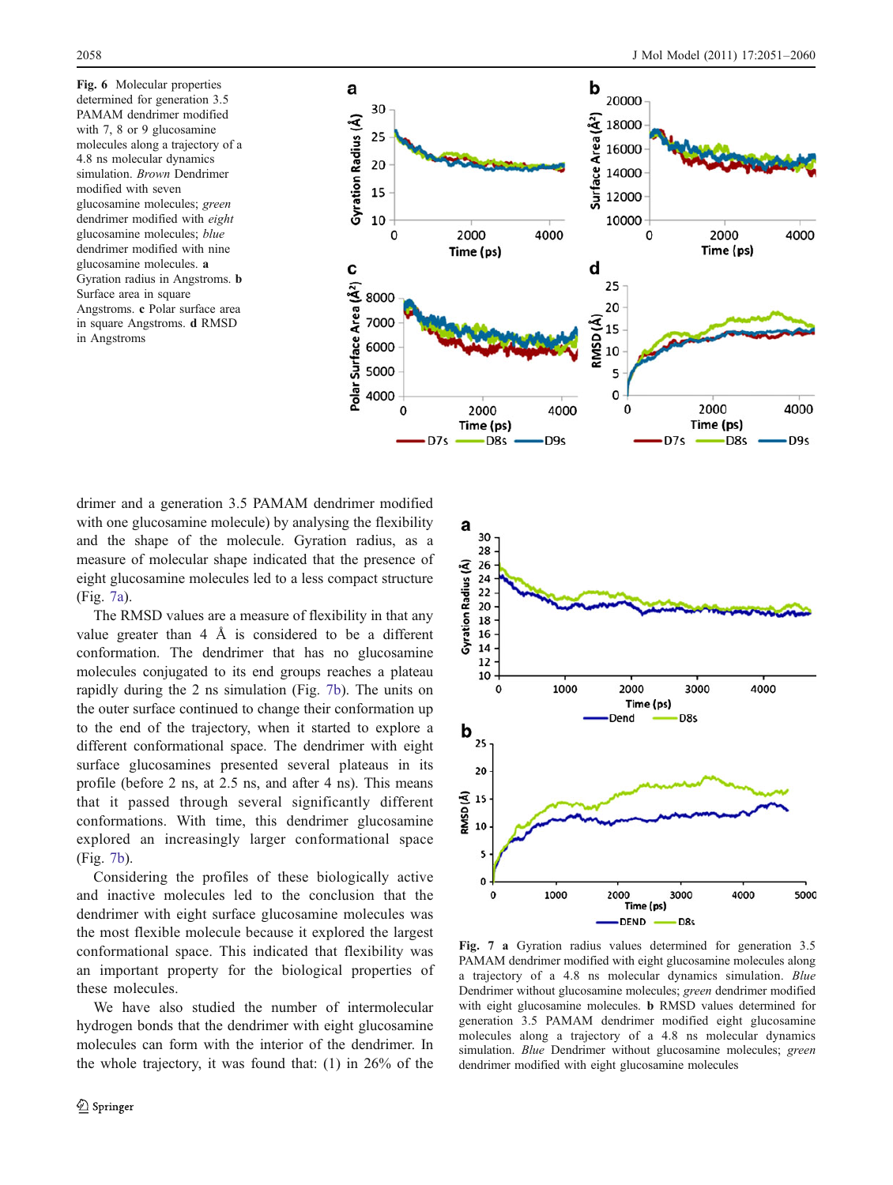**Fig. 6** Molecular properties determined for generation 3.5 PAMAM dendrimer modified with 7, 8 or 9 glucosamine molecules along a trajectory of a 4.8 ns molecular dynamics simulation. *Brown* Dendrimer modified with seven glucosamine molecules; *green* dendrimer modified with *eight* glucosamine molecules; *blue* dendrimer modified with nine glucosamine molecules. **a** Gyration radius in Angstroms. **b** Surface area in square Angstroms. **c** Polar surface area in square Angstroms. **d** RMSD in Angstroms

drimer and a generation 3.5 PAMAM dendrimer modified with one glucosamine molecule) by analysing the flexibility and the shape of the molecule. Gyration radius, as a measure of molecular shape indicated that the presence of eight glucosamine molecules led to a less compact structure (Fig. 7a).

The RMSD values are a measure of flexibility in that any value greater than 4 Å is considered to be a different conformation. The dendrimer that has no glucosamine molecules conjugated to its end groups reaches a plateau rapidly during the 2 ns simulation (Fig. 7b). The units on the outer surface continued to change their conformation up to the end of the trajectory, when it started to explore a different conformational space. The dendrimer with eight surface glucosamines presented several plateaus in its profile (before 2 ns, at 2.5 ns, and after 4 ns). This means that it passed through several significantly different conformations. With time, this dendrimer glucosamine explored an increasingly larger conformational space (Fig. 7b).

Considering the profiles of these biologically active and inactive molecules led to the conclusion that the dendrimer with eight surface glucosamine molecules was the most flexible molecule because it explored the largest conformational space. This indicated that flexibility was an important property for the biological properties of these molecules.

We have also studied the number of intermolecular hydrogen bonds that the dendrimer with eight glucosamine molecules can form with the interior of the dendrimer. In the whole trajectory, it was found that: (1) in 26% of the

**Fig. 7** **a** Gyration radius values determined for generation 3.5 PAMAM dendrimer modified with eight glucosamine molecules along a trajectory of a 4.8 ns molecular dynamics simulation. *Blue* Dendrimer without glucosamine molecules; *green* dendrimer modified with eight glucosamine molecules. **b** RMSD values determined for generation 3.5 PAMAM dendrimer modified eight glucosamine molecules along a trajectory of a 4.8 ns molecular dynamics simulation. *Blue* Dendrimer without glucosamine molecules; *green* dendrimer modified with eight glucosamine molecules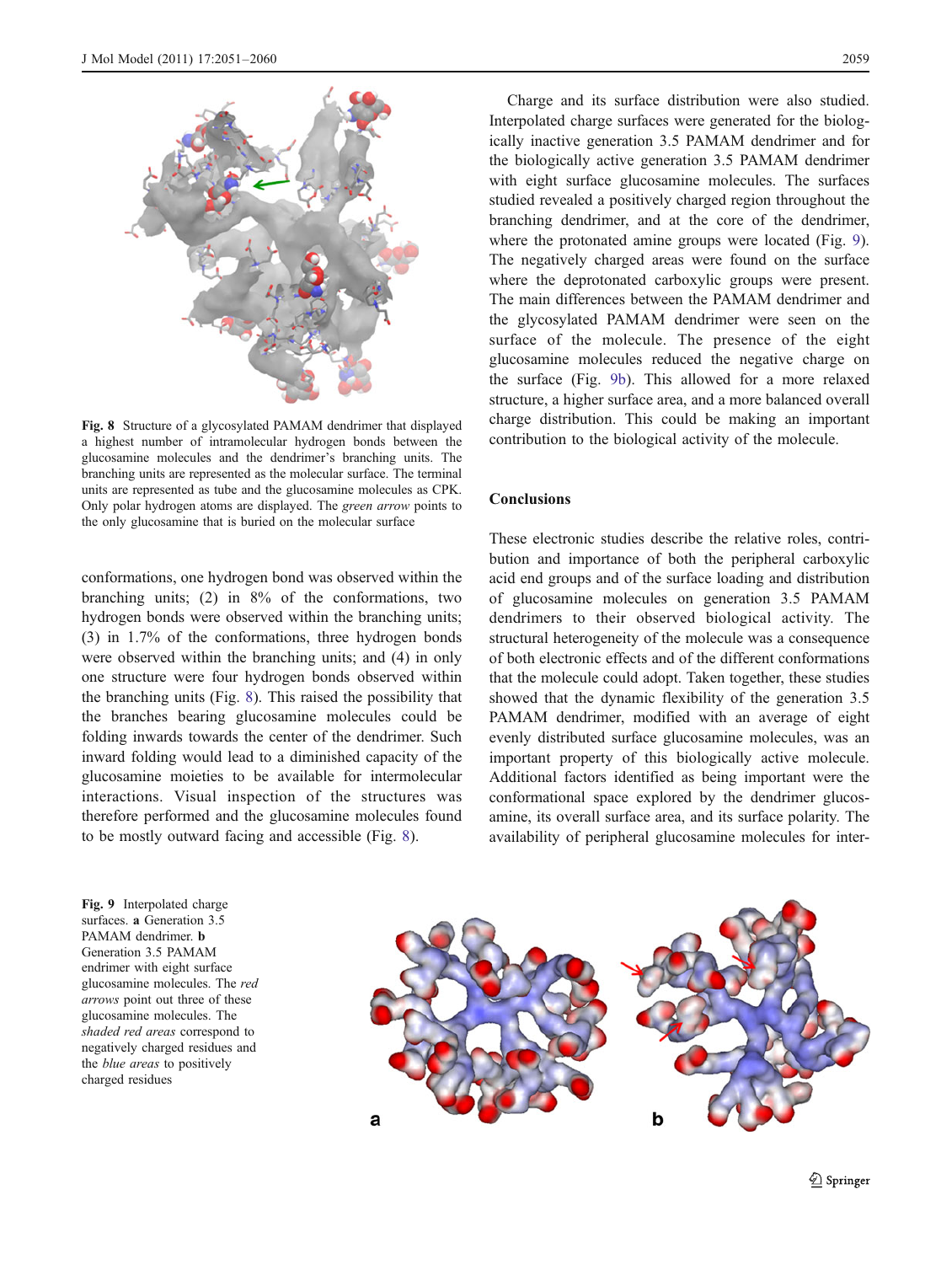Fig. 8 Structure of a glycosylated PAMAM dendrimer that displayed a highest number of intramolecular hydrogen bonds between the glucosamine molecules and the dendrimer's branching units. The branching units are represented as the molecular surface. The terminal units are represented as tube and the glucosamine molecules as CPK. Only polar hydrogen atoms are displayed. The *green arrow* points to the only glucosamine that is buried on the molecular surface

conformations, one hydrogen bond was observed within the branching units; (2) in 8% of the conformations, two hydrogen bonds were observed within the branching units; (3) in 1.7% of the conformations, three hydrogen bonds were observed within the branching units; and (4) in only one structure were four hydrogen bonds observed within the branching units (Fig. 8). This raised the possibility that the branches bearing glucosamine molecules could be folding inwards towards the center of the dendrimer. Such inward folding would lead to a diminished capacity of the glucosamine moieties to be available for intermolecular interactions. Visual inspection of the structures was therefore performed and the glucosamine molecules found to be mostly outward facing and accessible (Fig. 8).

Charge and its surface distribution were also studied. Interpolated charge surfaces were generated for the biologically inactive generation 3.5 PAMAM dendrimer and for the biologically active generation 3.5 PAMAM dendrimer with eight surface glucosamine molecules. The surfaces studied revealed a positively charged region throughout the branching dendrimer, and at the core of the dendrimer, where the protonated amine groups were located (Fig. 9). The negatively charged areas were found on the surface where the deprotonated carboxylic groups were present. The main differences between the PAMAM dendrimer and the glycosylated PAMAM dendrimer were seen on the surface of the molecule. The presence of the eight glucosamine molecules reduced the negative charge on the surface (Fig. 9b). This allowed for a more relaxed structure, a higher surface area, and a more balanced overall charge distribution. This could be making an important contribution to the biological activity of the molecule.

## Conclusions

These electronic studies describe the relative roles, contribution and importance of both the peripheral carboxylic acid end groups and of the surface loading and distribution of glucosamine molecules on generation 3.5 PAMAM dendrimers to their observed biological activity. The structural heterogeneity of the molecule was a consequence of both electronic effects and of the different conformations that the molecule could adopt. Taken together, these studies showed that the dynamic flexibility of the generation 3.5 PAMAM dendrimer, modified with an average of eight evenly distributed surface glucosamine molecules, was an important property of this biologically active molecule. Additional factors identified as being important were the conformational space explored by the dendrimer glucosamine, its overall surface area, and its surface polarity. The availability of peripheral glucosamine molecules for inter-

Fig. 9 Interpolated charge surfaces. **a** Generation 3.5 PAMAM dendrimer. **b** Generation 3.5 PAMAM endrimer with eight surface glucosamine molecules. The *red arrows* point out three of these glucosamine molecules. The *shaded red areas* correspond to negatively charged residues and the *blue areas* to positively charged residues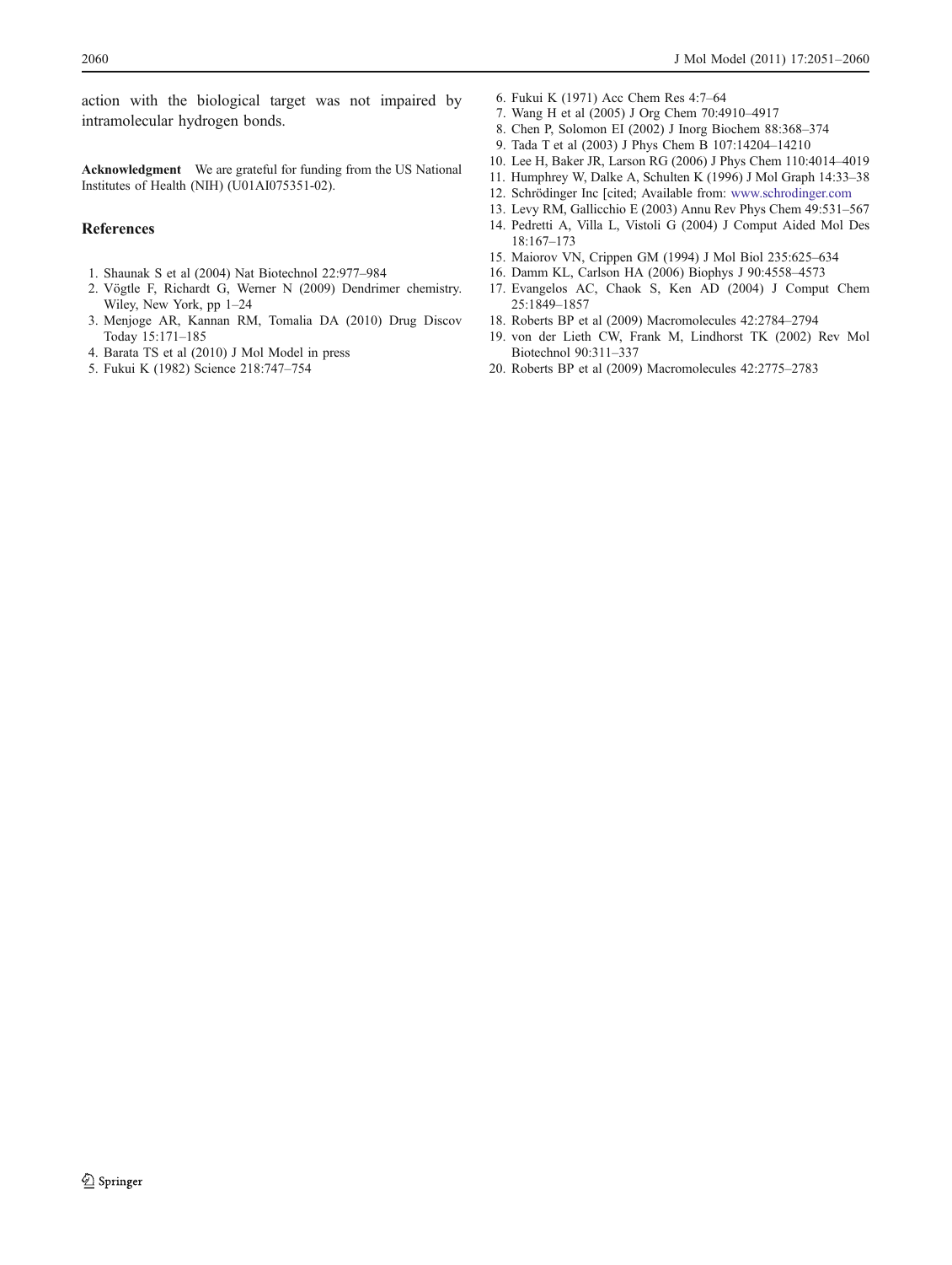action with the biological target was not impaired by intramolecular hydrogen bonds.

**Acknowledgment** We are grateful for funding from the US National Institutes of Health (NIH) (U01AI075351-02).

## References

1. Shaunak S et al (2004) Nat Biotechnol 22:977–984
2. Vögtle F, Richardt G, Werner N (2009) Dendrimer chemistry. Wiley, New York, pp 1–24
3. Menjoge AR, Kannan RM, Tomalia DA (2010) Drug Discov Today 15:171–185
4. Barata TS et al (2010) J Mol Model in press
5. Fukui K (1982) Science 218:747–754
6. Fukui K (1971) Acc Chem Res 4:7–64
7. Wang H et al (2005) J Org Chem 70:4910–4917
8. Chen P, Solomon EI (2002) J Inorg Biochem 88:368–374
9. Tada T et al (2003) J Phys Chem B 107:14204–14210
10. Lee H, Baker JR, Larson RG (2006) J Phys Chem 110:4014–4019
11. Humphrey W, Dalke A, Schulten K (1996) J Mol Graph 14:33–38
12. Schrödinger Inc [cited; Available from: www.schrodinger.com
13. Levy RM, Gallicchio E (2003) Annu Rev Phys Chem 49:531–567
14. Pedretti A, Villa L, Vistoli G (2004) J Comput Aided Mol Des 18:167–173
15. Maiorov VN, Crippen GM (1994) J Mol Biol 235:625–634
16. Damm KL, Carlson HA (2006) Biophys J 90:4558–4573
17. Evangelos AC, Chaok S, Ken AD (2004) J Comput Chem 25:1849–1857
18. Roberts BP et al (2009) Macromolecules 42:2784–2794
19. von der Lieth CW, Frank M, Lindhorst TK (2002) Rev Mol Biotechnol 90:311–337
20. Roberts BP et al (2009) Macromolecules 42:2775–2783